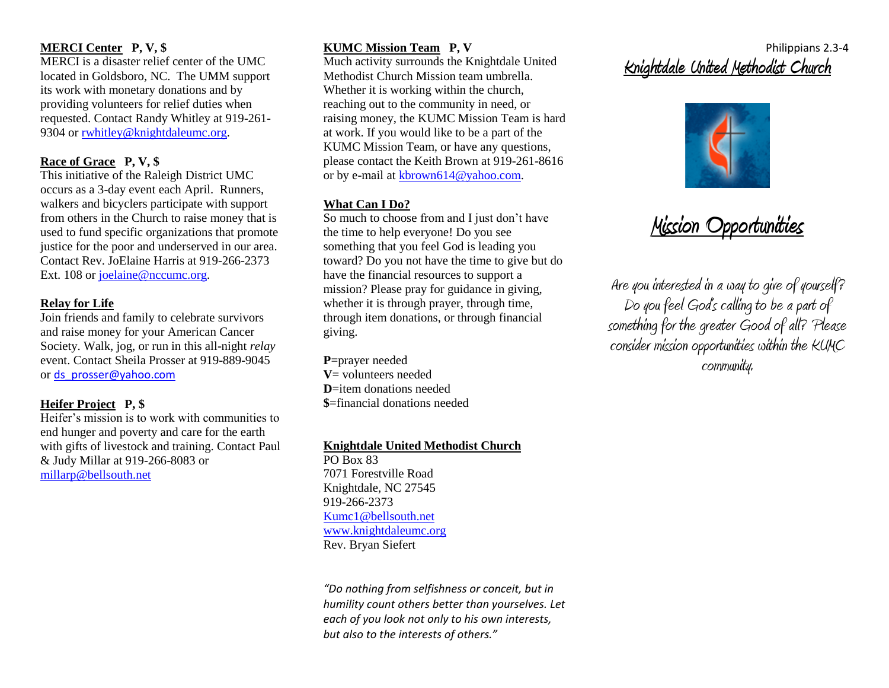**MERCI Center  P, V, $**

MERCI is a disaster relief center of the UMC located in Goldsboro, NC. The UMM support its work with monetary donations and by providing volunteers for relief duties when requested. Contact Randy Whitley at 919-261-9304 or rwhitley@knightdaleumc.org.

**Race of Grace  P, V, $**

This initiative of the Raleigh District UMC occurs as a 3-day event each April. Runners, walkers and bicyclers participate with support from others in the Church to raise money that is used to fund specific organizations that promote justice for the poor and underserved in our area. Contact Rev. JoElaine Harris at 919-266-2373 Ext. 108 or joelaine@nccumc.org.

**Relay for Life**

Join friends and family to celebrate survivors and raise money for your American Cancer Society. Walk, jog, or run in this all-night *relay* event. Contact Sheila Prosser at 919-889-9045 or ds_prosser@yahoo.com

**Heifer Project  P, $**

Heifer's mission is to work with communities to end hunger and poverty and care for the earth with gifts of livestock and training. Contact Paul & Judy Millar at 919-266-8083 or millarp@bellsouth.net

**KUMC Mission Team  P, V**

Much activity surrounds the Knightdale United Methodist Church Mission team umbrella. Whether it is working within the church, reaching out to the community in need, or raising money, the KUMC Mission Team is hard at work. If you would like to be a part of the KUMC Mission Team, or have any questions, please contact the Keith Brown at 919-261-8616 or by e-mail at kbrown614@yahoo.com.

**What Can I Do?**

So much to choose from and I just don't have the time to help everyone! Do you see something that you feel God is leading you toward? Do you not have the time to give but do have the financial resources to support a mission? Please pray for guidance in giving, whether it is through prayer, through time, through item donations, or through financial giving.

**P**=prayer needed
**V**= volunteers needed
**D**=item donations needed
**$**=financial donations needed

**Knightdale United Methodist Church**

PO Box 83
7071 Forestville Road
Knightdale, NC 27545
919-266-2373
Kumc1@bellsouth.net
www.knightdaleumc.org
Rev. Bryan Siefert

*"Do nothing from selfishness or conceit, but in humility count others better than yourselves. Let each of you look not only to his own interests, but also to the interests of others."*

Philippians 2.3-4

# Knightdale United Methodist Church

# Mission Opportunities

Are you interested in a way to give of yourself? Do you feel God's calling to be a part of something for the greater Good of all? Please consider mission opportunities within the KUMC community.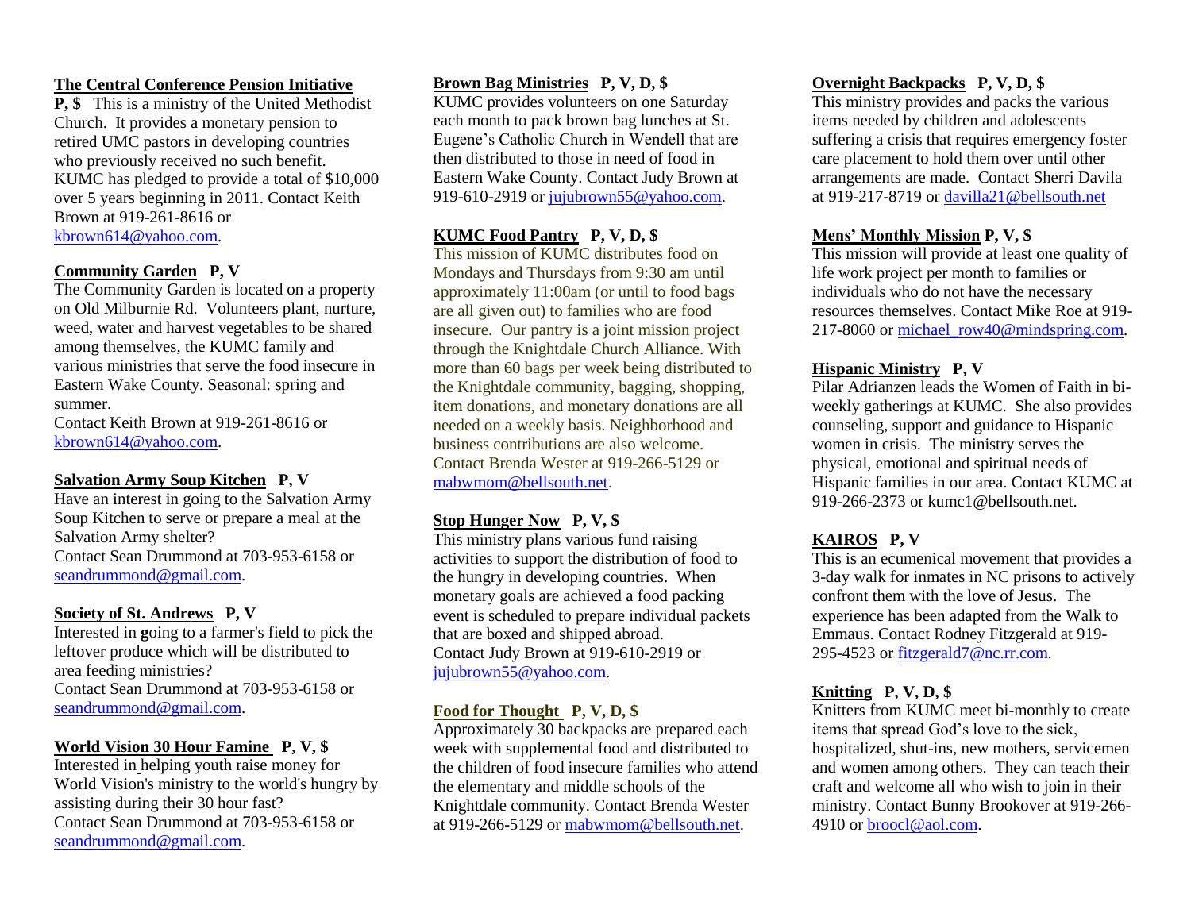**The Central Conference Pension Initiative**

**P, $** This is a ministry of the United Methodist Church. It provides a monetary pension to retired UMC pastors in developing countries who previously received no such benefit. KUMC has pledged to provide a total of $10,000 over 5 years beginning in 2011. Contact Keith Brown at 919-261-8616 or kbrown614@yahoo.com.

**Community Garden P, V**

The Community Garden is located on a property on Old Milburnie Rd. Volunteers plant, nurture, weed, water and harvest vegetables to be shared among themselves, the KUMC family and various ministries that serve the food insecure in Eastern Wake County. Seasonal: spring and summer.

Contact Keith Brown at 919-261-8616 or kbrown614@yahoo.com.

**Salvation Army Soup Kitchen P, V**

Have an interest in going to the Salvation Army Soup Kitchen to serve or prepare a meal at the Salvation Army shelter?

Contact Sean Drummond at 703-953-6158 or seandrummond@gmail.com.

**Society of St. Andrews P, V**

Interested in going to a farmer's field to pick the leftover produce which will be distributed to area feeding ministries?

Contact Sean Drummond at 703-953-6158 or seandrummond@gmail.com.

**World Vision 30 Hour Famine P, V, $**

Interested in helping youth raise money for World Vision's ministry to the world's hungry by assisting during their 30 hour fast?

Contact Sean Drummond at 703-953-6158 or seandrummond@gmail.com.

**Brown Bag Ministries P, V, D, $**

KUMC provides volunteers on one Saturday each month to pack brown bag lunches at St. Eugene's Catholic Church in Wendell that are then distributed to those in need of food in Eastern Wake County. Contact Judy Brown at 919-610-2919 or jujubrown55@yahoo.com.

**KUMC Food Pantry P, V, D, $**

This mission of KUMC distributes food on Mondays and Thursdays from 9:30 am until approximately 11:00am (or until to food bags are all given out) to families who are food insecure. Our pantry is a joint mission project through the Knightdale Church Alliance. With more than 60 bags per week being distributed to the Knightdale community, bagging, shopping, item donations, and monetary donations are all needed on a weekly basis. Neighborhood and business contributions are also welcome. Contact Brenda Wester at 919-266-5129 or mabwmom@bellsouth.net.

**Stop Hunger Now P, V, $**

This ministry plans various fund raising activities to support the distribution of food to the hungry in developing countries. When monetary goals are achieved a food packing event is scheduled to prepare individual packets that are boxed and shipped abroad.

Contact Judy Brown at 919-610-2919 or jujubrown55@yahoo.com.

**Food for Thought P, V, D, $**

Approximately 30 backpacks are prepared each week with supplemental food and distributed to the children of food insecure families who attend the elementary and middle schools of the Knightdale community. Contact Brenda Wester at 919-266-5129 or mabwmom@bellsouth.net.

**Overnight Backpacks P, V, D, $**

This ministry provides and packs the various items needed by children and adolescents suffering a crisis that requires emergency foster care placement to hold them over until other arrangements are made. Contact Sherri Davila at 919-217-8719 or davilla21@bellsouth.net

**Mens' Monthly Mission P, V, $**

This mission will provide at least one quality of life work project per month to families or individuals who do not have the necessary resources themselves. Contact Mike Roe at 919-217-8060 or michael_row40@mindspring.com.

**Hispanic Ministry P, V**

Pilar Adrianzen leads the Women of Faith in bi-weekly gatherings at KUMC. She also provides counseling, support and guidance to Hispanic women in crisis. The ministry serves the physical, emotional and spiritual needs of Hispanic families in our area. Contact KUMC at 919-266-2373 or kumc1@bellsouth.net.

**KAIROS P, V**

This is an ecumenical movement that provides a 3-day walk for inmates in NC prisons to actively confront them with the love of Jesus. The experience has been adapted from the Walk to Emmaus. Contact Rodney Fitzgerald at 919-295-4523 or fitzgerald7@nc.rr.com.

**Knitting P, V, D, $**

Knitters from KUMC meet bi-monthly to create items that spread God's love to the sick, hospitalized, shut-ins, new mothers, servicemen and women among others. They can teach their craft and welcome all who wish to join in their ministry. Contact Bunny Brookover at 919-266-4910 or broocl@aol.com.